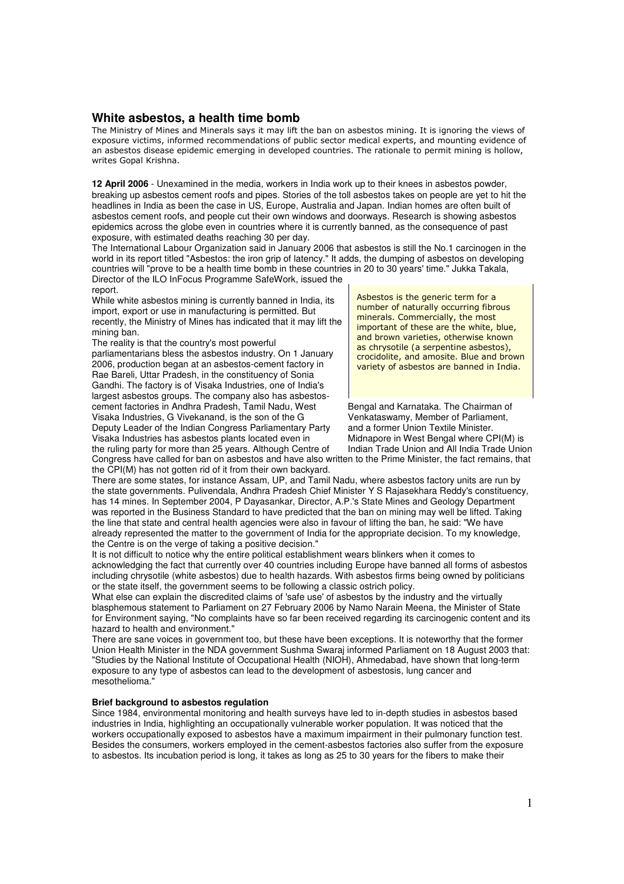## White asbestos, a health time bomb

The Ministry of Mines and Minerals says it may lift the ban on asbestos mining. It is ignoring the views of exposure victims, informed recommendations of public sector medical experts, and mounting evidence of an asbestos disease epidemic emerging in developed countries. The rationale to permit mining is hollow, writes Gopal Krishna.

**12 April 2006** - Unexamined in the media, workers in India work up to their knees in asbestos powder, breaking up asbestos cement roofs and pipes. Stories of the toll asbestos takes on people are yet to hit the headlines in India as been the case in US, Europe, Australia and Japan. Indian homes are often built of asbestos cement roofs, and people cut their own windows and doorways. Research is showing asbestos epidemics across the globe even in countries where it is currently banned, as the consequence of past exposure, with estimated deaths reaching 30 per day.

The International Labour Organization said in January 2006 that asbestos is still the No.1 carcinogen in the world in its report titled "Asbestos: the iron grip of latency." It adds, the dumping of asbestos on developing countries will "prove to be a health time bomb in these countries in 20 to 30 years' time." Jukka Takala, Director of the ILO InFocus Programme SafeWork, issued the report.

While white asbestos mining is currently banned in India, its import, export or use in manufacturing is permitted. But recently, the Ministry of Mines has indicated that it may lift the mining ban.

The reality is that the country's most powerful parliamentarians bless the asbestos industry. On 1 January 2006, production began at an asbestos-cement factory in Rae Bareli, Uttar Pradesh, in the constituency of Sonia Gandhi. The factory is of Visaka Industries, one of India's largest asbestos groups. The company also has asbestos-cement factories in Andhra Pradesh, Tamil Nadu, West Bengal and Karnataka. The Chairman of Visaka Industries, G Vivekanand, is the son of the G Venkataswamy, Member of Parliament, Deputy Leader of the Indian Congress Parliamentary Party and a former Union Textile Minister. Visaka Industries has asbestos plants located even in Midnapore in West Bengal where CPI(M) is the ruling party for more than 25 years. Although Centre of Indian Trade Union and All India Trade Union Congress have called for ban on asbestos and have also written to the Prime Minister, the fact remains, that the CPI(M) has not gotten rid of it from their own backyard.

> Asbestos is the generic term for a number of naturally occurring fibrous minerals. Commercially, the most important of these are the white, blue, and brown varieties, otherwise known as chrysotile (a serpentine asbestos), crocidolite, and amosite. Blue and brown variety of asbestos are banned in India.

There are some states, for instance Assam, UP, and Tamil Nadu, where asbestos factory units are run by the state governments. Pulivendala, Andhra Pradesh Chief Minister Y S Rajasekhara Reddy's constituency, has 14 mines. In September 2004, P Dayasankar, Director, A.P.'s State Mines and Geology Department was reported in the Business Standard to have predicted that the ban on mining may well be lifted. Taking the line that state and central health agencies were also in favour of lifting the ban, he said: "We have already represented the matter to the government of India for the appropriate decision. To my knowledge, the Centre is on the verge of taking a positive decision."

It is not difficult to notice why the entire political establishment wears blinkers when it comes to acknowledging the fact that currently over 40 countries including Europe have banned all forms of asbestos including chrysotile (white asbestos) due to health hazards. With asbestos firms being owned by politicians or the state itself, the government seems to be following a classic ostrich policy.

What else can explain the discredited claims of 'safe use' of asbestos by the industry and the virtually blasphemous statement to Parliament on 27 February 2006 by Namo Narain Meena, the Minister of State for Environment saying, "No complaints have so far been received regarding its carcinogenic content and its hazard to health and environment."

There are sane voices in government too, but these have been exceptions. It is noteworthy that the former Union Health Minister in the NDA government Sushma Swaraj informed Parliament on 18 August 2003 that: "Studies by the National Institute of Occupational Health (NIOH), Ahmedabad, have shown that long-term exposure to any type of asbestos can lead to the development of asbestosis, lung cancer and mesothelioma."

**Brief background to asbestos regulation**

Since 1984, environmental monitoring and health surveys have led to in-depth studies in asbestos based industries in India, highlighting an occupationally vulnerable worker population. It was noticed that the workers occupationally exposed to asbestos have a maximum impairment in their pulmonary function test. Besides the consumers, workers employed in the cement-asbestos factories also suffer from the exposure to asbestos. Its incubation period is long, it takes as long as 25 to 30 years for the fibers to make their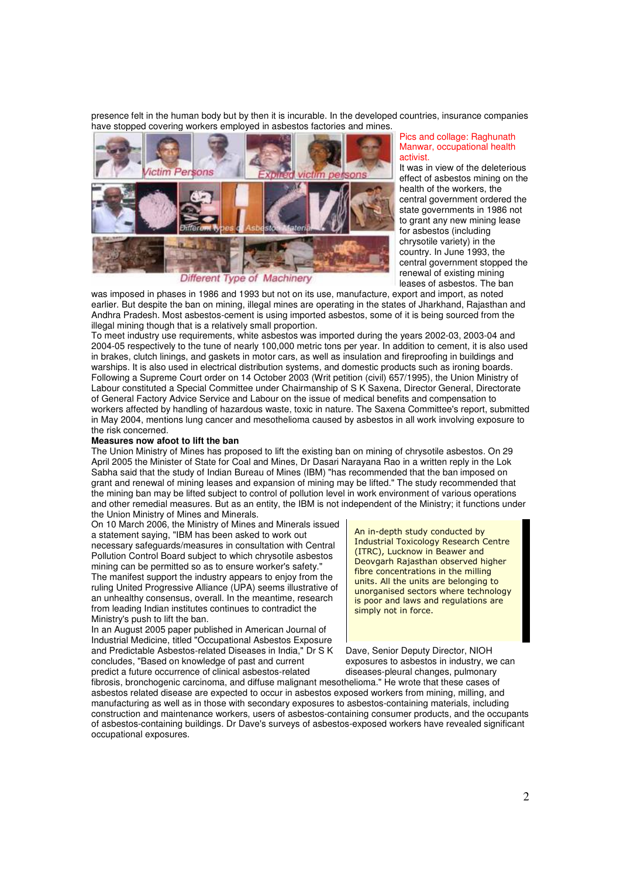presence felt in the human body but by then it is incurable. In the developed countries, insurance companies have stopped covering workers employed in asbestos factories and mines.

Pics and collage: Raghunath Manwar, occupational health activist.

It was in view of the deleterious effect of asbestos mining on the health of the workers, the central government ordered the state governments in 1986 not to grant any new mining lease for asbestos (including chrysotile variety) in the country. In June 1993, the central government stopped the renewal of existing mining leases of asbestos. The ban was imposed in phases in 1986 and 1993 but not on its use, manufacture, export and import, as noted earlier. But despite the ban on mining, illegal mines are operating in the states of Jharkhand, Rajasthan and Andhra Pradesh. Most asbestos-cement is using imported asbestos, some of it is being sourced from the illegal mining though that is a relatively small proportion.

To meet industry use requirements, white asbestos was imported during the years 2002-03, 2003-04 and 2004-05 respectively to the tune of nearly 100,000 metric tons per year. In addition to cement, it is also used in brakes, clutch linings, and gaskets in motor cars, as well as insulation and fireproofing in buildings and warships. It is also used in electrical distribution systems, and domestic products such as ironing boards. Following a Supreme Court order on 14 October 2003 (Writ petition (civil) 657/1995), the Union Ministry of Labour constituted a Special Committee under Chairmanship of S K Saxena, Director General, Directorate of General Factory Advice Service and Labour on the issue of medical benefits and compensation to workers affected by handling of hazardous waste, toxic in nature. The Saxena Committee's report, submitted in May 2004, mentions lung cancer and mesothelioma caused by asbestos in all work involving exposure to the risk concerned.

**Measures now afoot to lift the ban**

The Union Ministry of Mines has proposed to lift the existing ban on mining of chrysotile asbestos. On 29 April 2005 the Minister of State for Coal and Mines, Dr Dasari Narayana Rao in a written reply in the Lok Sabha said that the study of Indian Bureau of Mines (IBM) "has recommended that the ban imposed on grant and renewal of mining leases and expansion of mining may be lifted." The study recommended that the mining ban may be lifted subject to control of pollution level in work environment of various operations and other remedial measures. But as an entity, the IBM is not independent of the Ministry; it functions under the Union Ministry of Mines and Minerals.

On 10 March 2006, the Ministry of Mines and Minerals issued a statement saying, "IBM has been asked to work out necessary safeguards/measures in consultation with Central Pollution Control Board subject to which chrysotile asbestos mining can be permitted so as to ensure worker's safety." The manifest support the industry appears to enjoy from the ruling United Progressive Alliance (UPA) seems illustrative of an unhealthy consensus, overall. In the meantime, research from leading Indian institutes continues to contradict the Ministry's push to lift the ban.

> An in-depth study conducted by Industrial Toxicology Research Centre (ITRC), Lucknow in Beawer and Deovgarh Rajasthan observed higher fibre concentrations in the milling units. All the units are belonging to unorganised sectors where technology is poor and laws and regulations are simply not in force.

In an August 2005 paper published in American Journal of Industrial Medicine, titled "Occupational Asbestos Exposure and Predictable Asbestos-related Diseases in India," Dr S K Dave, Senior Deputy Director, NIOH concludes, "Based on knowledge of past and current exposures to asbestos in industry, we can predict a future occurrence of clinical asbestos-related diseases-pleural changes, pulmonary fibrosis, bronchogenic carcinoma, and diffuse malignant mesothelioma." He wrote that these cases of asbestos related disease are expected to occur in asbestos exposed workers from mining, milling, and manufacturing as well as in those with secondary exposures to asbestos-containing materials, including construction and maintenance workers, users of asbestos-containing consumer products, and the occupants of asbestos-containing buildings. Dr Dave's surveys of asbestos-exposed workers have revealed significant occupational exposures.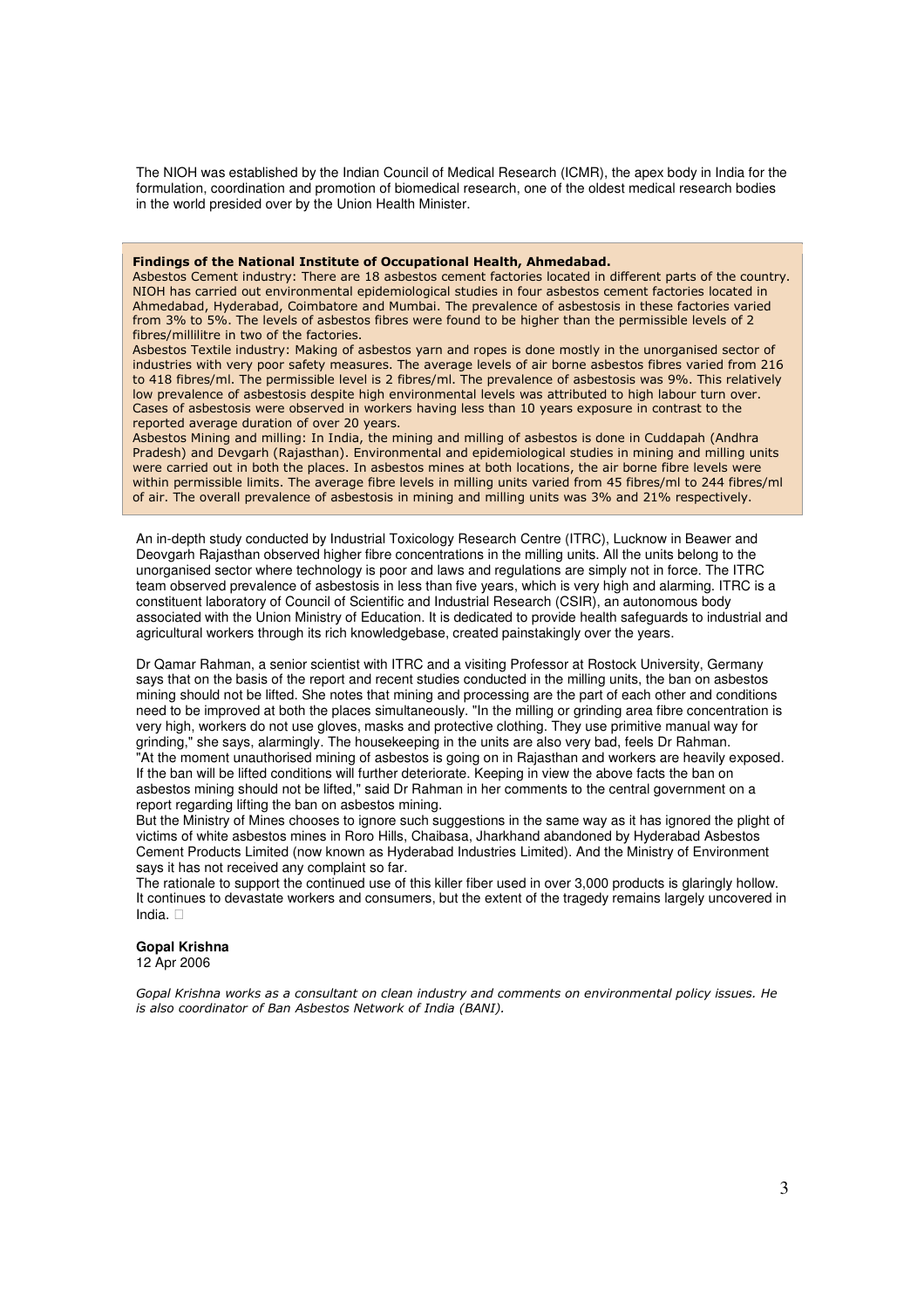The NIOH was established by the Indian Council of Medical Research (ICMR), the apex body in India for the formulation, coordination and promotion of biomedical research, one of the oldest medical research bodies in the world presided over by the Union Health Minister.

**Findings of the National Institute of Occupational Health, Ahmedabad.**

Asbestos Cement industry: There are 18 asbestos cement factories located in different parts of the country. NIOH has carried out environmental epidemiological studies in four asbestos cement factories located in Ahmedabad, Hyderabad, Coimbatore and Mumbai. The prevalence of asbestosis in these factories varied from 3% to 5%. The levels of asbestos fibres were found to be higher than the permissible levels of 2 fibres/millilitre in two of the factories.

Asbestos Textile industry: Making of asbestos yarn and ropes is done mostly in the unorganised sector of industries with very poor safety measures. The average levels of air borne asbestos fibres varied from 216 to 418 fibres/ml. The permissible level is 2 fibres/ml. The prevalence of asbestosis was 9%. This relatively low prevalence of asbestosis despite high environmental levels was attributed to high labour turn over. Cases of asbestosis were observed in workers having less than 10 years exposure in contrast to the reported average duration of over 20 years.

Asbestos Mining and milling: In India, the mining and milling of asbestos is done in Cuddapah (Andhra Pradesh) and Devgarh (Rajasthan). Environmental and epidemiological studies in mining and milling units were carried out in both the places. In asbestos mines at both locations, the air borne fibre levels were within permissible limits. The average fibre levels in milling units varied from 45 fibres/ml to 244 fibres/ml of air. The overall prevalence of asbestosis in mining and milling units was 3% and 21% respectively.

An in-depth study conducted by Industrial Toxicology Research Centre (ITRC), Lucknow in Beawer and Deovgarh Rajasthan observed higher fibre concentrations in the milling units. All the units belong to the unorganised sector where technology is poor and laws and regulations are simply not in force. The ITRC team observed prevalence of asbestosis in less than five years, which is very high and alarming. ITRC is a constituent laboratory of Council of Scientific and Industrial Research (CSIR), an autonomous body associated with the Union Ministry of Education. It is dedicated to provide health safeguards to industrial and agricultural workers through its rich knowledgebase, created painstakingly over the years.

Dr Qamar Rahman, a senior scientist with ITRC and a visiting Professor at Rostock University, Germany says that on the basis of the report and recent studies conducted in the milling units, the ban on asbestos mining should not be lifted. She notes that mining and processing are the part of each other and conditions need to be improved at both the places simultaneously. "In the milling or grinding area fibre concentration is very high, workers do not use gloves, masks and protective clothing. They use primitive manual way for grinding," she says, alarmingly. The housekeeping in the units are also very bad, feels Dr Rahman. "At the moment unauthorised mining of asbestos is going on in Rajasthan and workers are heavily exposed. If the ban will be lifted conditions will further deteriorate. Keeping in view the above facts the ban on asbestos mining should not be lifted," said Dr Rahman in her comments to the central government on a report regarding lifting the ban on asbestos mining.

But the Ministry of Mines chooses to ignore such suggestions in the same way as it has ignored the plight of victims of white asbestos mines in Roro Hills, Chaibasa, Jharkhand abandoned by Hyderabad Asbestos Cement Products Limited (now known as Hyderabad Industries Limited). And the Ministry of Environment says it has not received any complaint so far.

The rationale to support the continued use of this killer fiber used in over 3,000 products is glaringly hollow. It continues to devastate workers and consumers, but the extent of the tragedy remains largely uncovered in India. □

**Gopal Krishna**
12 Apr 2006

*Gopal Krishna works as a consultant on clean industry and comments on environmental policy issues. He is also coordinator of Ban Asbestos Network of India (BANI).*